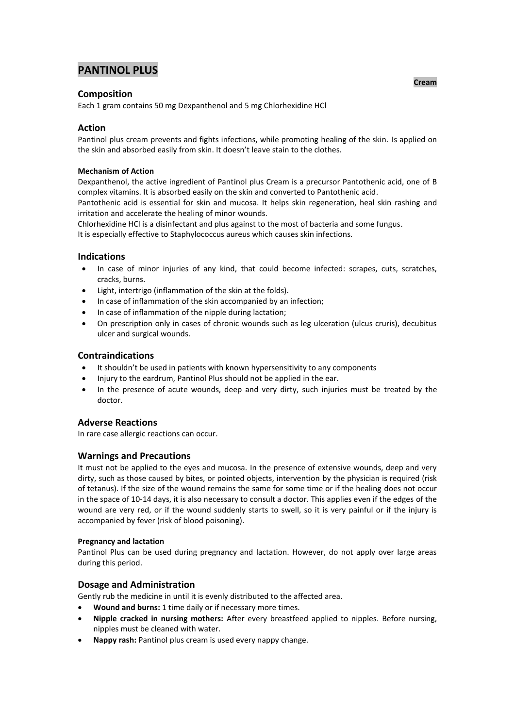# PANTINOL PLUS

**Cream**

## Composition

Each 1 gram contains 50 mg Dexpanthenol and 5 mg Chlorhexidine HCl

## Action

Pantinol plus cream prevents and fights infections, while promoting healing of the skin. Is applied on the skin and absorbed easily from skin. It doesn't leave stain to the clothes.

#### Mechanism of Action

Dexpanthenol, the active ingredient of Pantinol plus Cream is a precursor Pantothenic acid, one of B complex vitamins. It is absorbed easily on the skin and converted to Pantothenic acid.

Pantothenic acid is essential for skin and mucosa. It helps skin regeneration, heal skin rashing and irritation and accelerate the healing of minor wounds.

Chlorhexidine HCl is a disinfectant and plus against to the most of bacteria and some fungus.

It is especially effective to Staphylococcus aureus which causes skin infections.

## Indications

- In case of minor injuries of any kind, that could become infected: scrapes, cuts, scratches, cracks, burns.
- Light, intertrigo (inflammation of the skin at the folds).
- In case of inflammation of the skin accompanied by an infection;
- In case of inflammation of the nipple during lactation;
- On prescription only in cases of chronic wounds such as leg ulceration (ulcus cruris), decubitus ulcer and surgical wounds.

## Contraindications

- It shouldn't be used in patients with known hypersensitivity to any components
- Injury to the eardrum, Pantinol Plus should not be applied in the ear.
- In the presence of acute wounds, deep and very dirty, such injuries must be treated by the doctor.

## Adverse Reactions

In rare case allergic reactions can occur.

## Warnings and Precautions

It must not be applied to the eyes and mucosa. In the presence of extensive wounds, deep and very dirty, such as those caused by bites, or pointed objects, intervention by the physician is required (risk of tetanus). If the size of the wound remains the same for some time or if the healing does not occur in the space of 10-14 days, it is also necessary to consult a doctor. This applies even if the edges of the wound are very red, or if the wound suddenly starts to swell, so it is very painful or if the injury is accompanied by fever (risk of blood poisoning).

#### Pregnancy and lactation

Pantinol Plus can be used during pregnancy and lactation. However, do not apply over large areas during this period.

## Dosage and Administration

Gently rub the medicine in until it is evenly distributed to the affected area.

- **Wound and burns:** 1 time daily or if necessary more times.
- **Nipple cracked in nursing mothers:** After every breastfeed applied to nipples. Before nursing, nipples must be cleaned with water.
- **Nappy rash:** Pantinol plus cream is used every nappy change.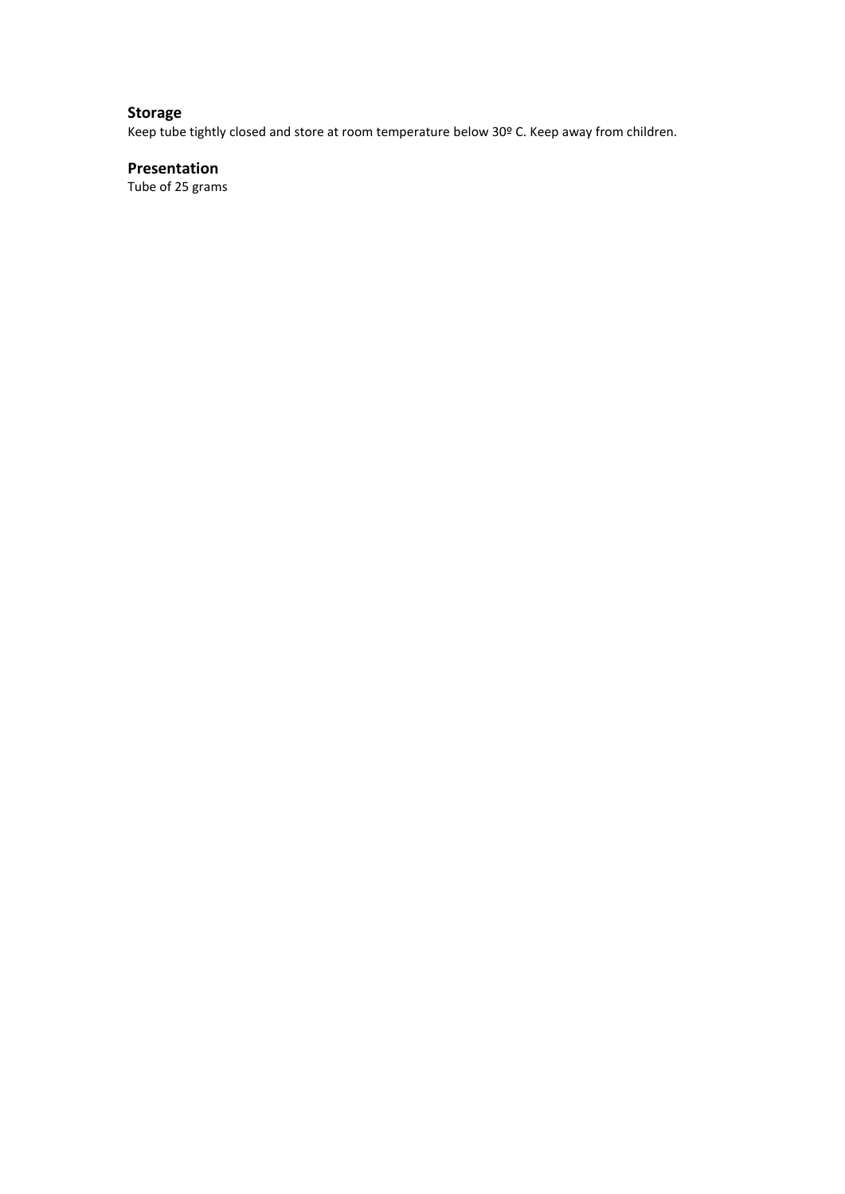## Storage

Keep tube tightly closed and store at room temperature below 30º C. Keep away from children.

## Presentation

Tube of 25 grams